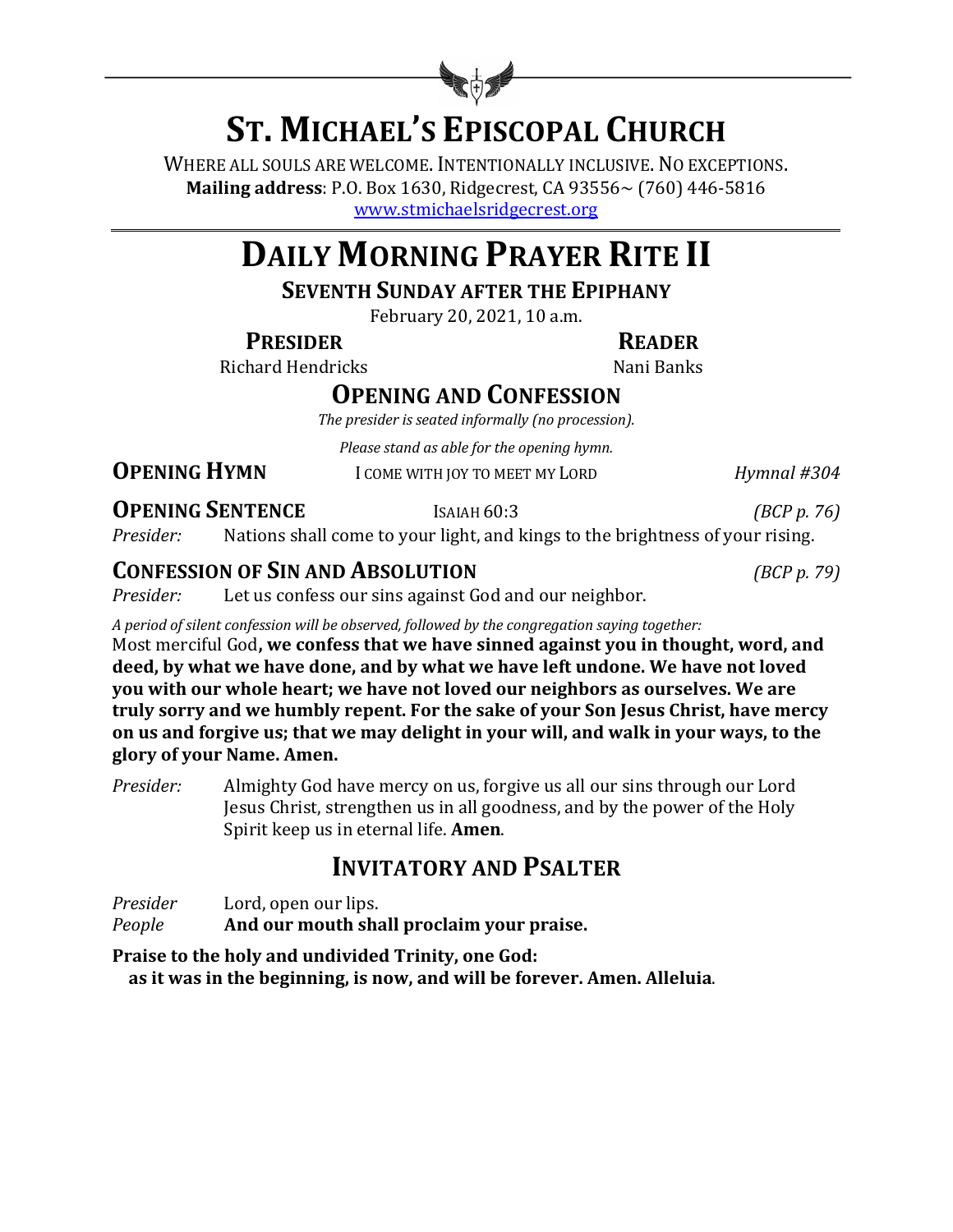# ST. MICHAEL'S EPISCOPAL CHURCH

WHERE ALL SOULS ARE WELCOME. INTENTIONALLY INCLUSIVE. NO EXCEPTIONS.
**Mailing address**: P.O. Box 1630, Ridgecrest, CA 93556~ (760) 446-5816
www.stmichaelsridgecrest.org

# DAILY MORNING PRAYER RITE II

### SEVENTH SUNDAY AFTER THE EPIPHANY

February 20, 2021, 10 a.m.

**PRESIDER** Richard Hendricks

**READER** Nani Banks

## OPENING AND CONFESSION

*The presider is seated informally (no procession).*

*Please stand as able for the opening hymn.*

**OPENING HYMN** I COME WITH JOY TO MEET MY LORD *Hymnal #304*

**OPENING SENTENCE** ISAIAH 60:3 *(BCP p. 76)*

*Presider:* Nations shall come to your light, and kings to the brightness of your rising.

**CONFESSION OF SIN AND ABSOLUTION** *(BCP p. 79)*

*Presider:* Let us confess our sins against God and our neighbor.

*A period of silent confession will be observed, followed by the congregation saying together:*

Most merciful God**, we confess that we have sinned against you in thought, word, and deed, by what we have done, and by what we have left undone. We have not loved you with our whole heart; we have not loved our neighbors as ourselves. We are truly sorry and we humbly repent. For the sake of your Son Jesus Christ, have mercy on us and forgive us; that we may delight in your will, and walk in your ways, to the glory of your Name. Amen.**

*Presider:* Almighty God have mercy on us, forgive us all our sins through our Lord Jesus Christ, strengthen us in all goodness, and by the power of the Holy Spirit keep us in eternal life. **Amen**.

## INVITATORY AND PSALTER

*Presider* Lord, open our lips.
*People* **And our mouth shall proclaim your praise.**

**Praise to the holy and undivided Trinity, one God:
as it was in the beginning, is now, and will be forever. Amen. Alleluia**.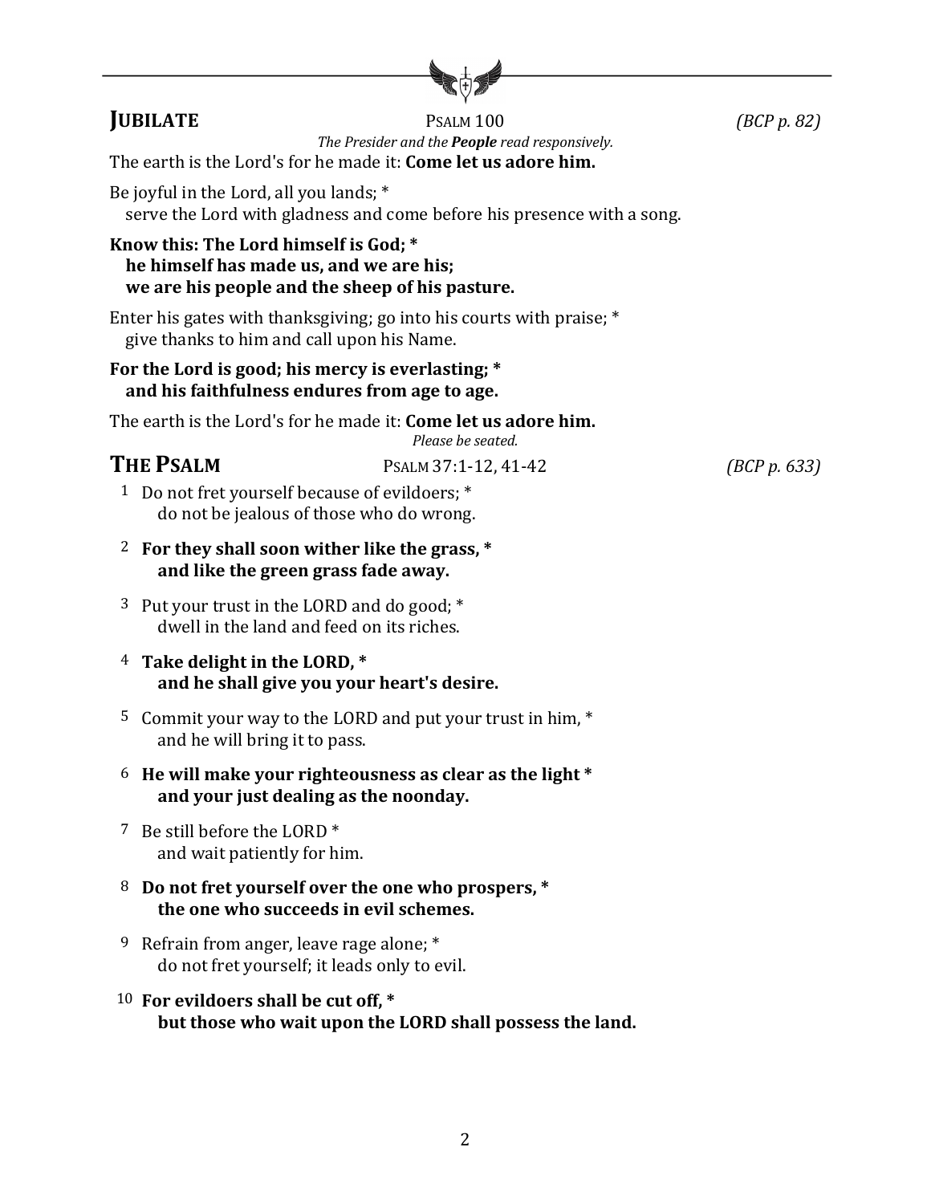## JUBILATE

Psalm 100 *(BCP p. 82)*

*The Presider and the* ***People*** *read responsively.*

The earth is the Lord's for he made it: **Come let us adore him.**

Be joyful in the Lord, all you lands; *
  serve the Lord with gladness and come before his presence with a song.

**Know this: The Lord himself is God; *
  he himself has made us, and we are his;
  we are his people and the sheep of his pasture.**

Enter his gates with thanksgiving; go into his courts with praise; *
  give thanks to him and call upon his Name.

**For the Lord is good; his mercy is everlasting; *
  and his faithfulness endures from age to age.**

The earth is the Lord's for he made it: **Come let us adore him.**

*Please be seated.*

## THE PSALM

Psalm 37:1-12, 41-42 *(BCP p. 633)*

1 Do not fret yourself because of evildoers; *
  do not be jealous of those who do wrong.

2 **For they shall soon wither like the grass, *
  and like the green grass fade away.**

3 Put your trust in the LORD and do good; *
  dwell in the land and feed on its riches.

4 **Take delight in the LORD, *
  and he shall give you your heart's desire.**

5 Commit your way to the LORD and put your trust in him, *
  and he will bring it to pass.

6 **He will make your righteousness as clear as the light *
  and your just dealing as the noonday.**

7 Be still before the LORD *
  and wait patiently for him.

8 **Do not fret yourself over the one who prospers, *
  the one who succeeds in evil schemes.**

9 Refrain from anger, leave rage alone; *
  do not fret yourself; it leads only to evil.

10 **For evildoers shall be cut off, *
  but those who wait upon the LORD shall possess the land.**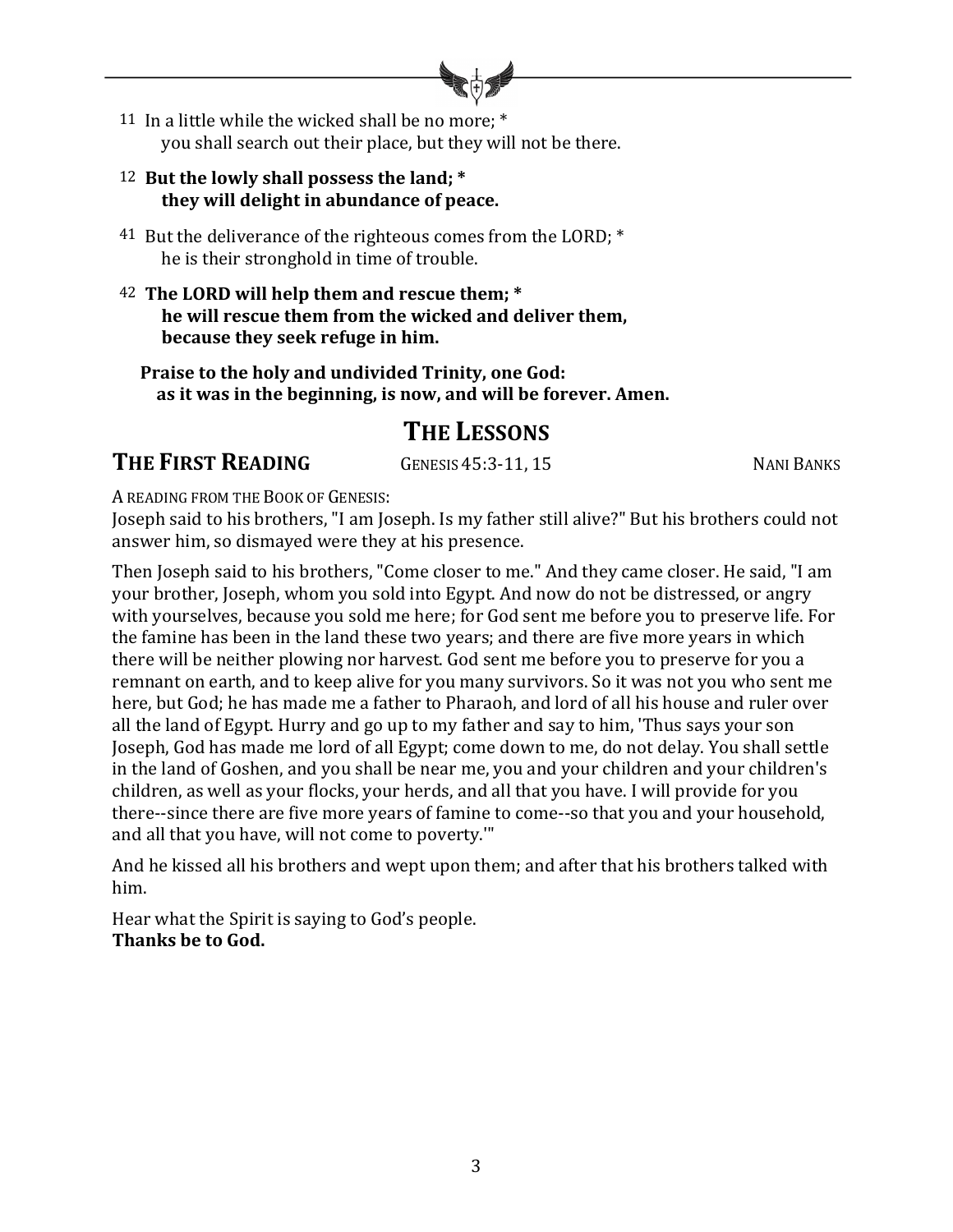11 In a little while the wicked shall be no more; *
  you shall search out their place, but they will not be there.

**12 But the lowly shall possess the land; *
  they will delight in abundance of peace.**

41 But the deliverance of the righteous comes from the LORD; *
  he is their stronghold in time of trouble.

**42 The LORD will help them and rescue them; *
  he will rescue them from the wicked and deliver them,
  because they seek refuge in him.**

**Praise to the holy and undivided Trinity, one God:
  as it was in the beginning, is now, and will be forever. Amen.**

# THE LESSONS

## THE FIRST READING — GENESIS 45:3-11, 15 — NANI BANKS

A READING FROM THE BOOK OF GENESIS:
Joseph said to his brothers, "I am Joseph. Is my father still alive?" But his brothers could not answer him, so dismayed were they at his presence.

Then Joseph said to his brothers, "Come closer to me." And they came closer. He said, "I am your brother, Joseph, whom you sold into Egypt. And now do not be distressed, or angry with yourselves, because you sold me here; for God sent me before you to preserve life. For the famine has been in the land these two years; and there are five more years in which there will be neither plowing nor harvest. God sent me before you to preserve for you a remnant on earth, and to keep alive for you many survivors. So it was not you who sent me here, but God; he has made me a father to Pharaoh, and lord of all his house and ruler over all the land of Egypt. Hurry and go up to my father and say to him, 'Thus says your son Joseph, God has made me lord of all Egypt; come down to me, do not delay. You shall settle in the land of Goshen, and you shall be near me, you and your children and your children's children, as well as your flocks, your herds, and all that you have. I will provide for you there--since there are five more years of famine to come--so that you and your household, and all that you have, will not come to poverty.'"

And he kissed all his brothers and wept upon them; and after that his brothers talked with him.

Hear what the Spirit is saying to God's people.
**Thanks be to God.**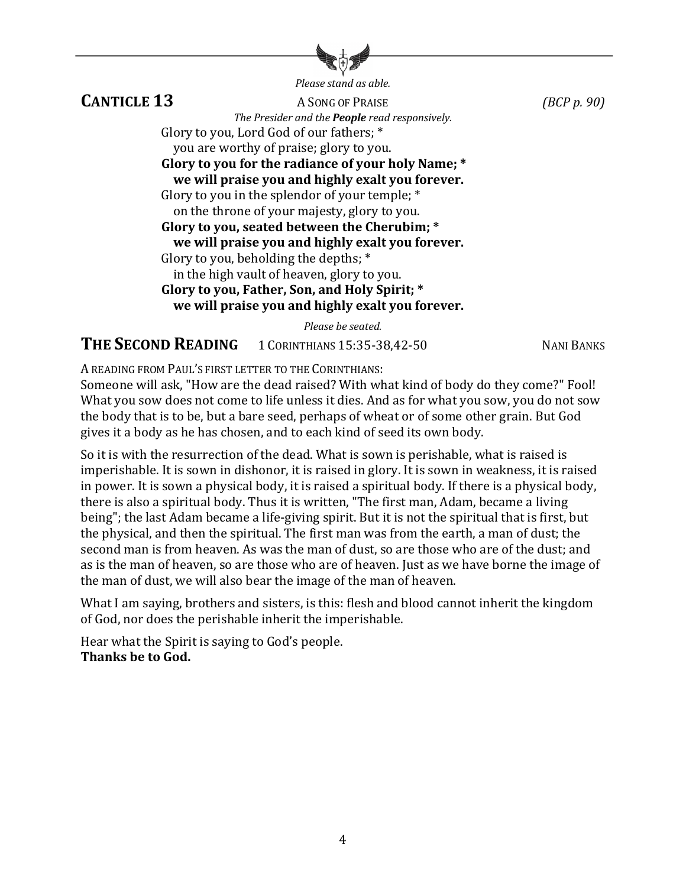*Please stand as able.*

## CANTICLE 13 — A SONG OF PRAISE *(BCP p. 90)*

*The Presider and the **People** read responsively.*

Glory to you, Lord God of our fathers; *
you are worthy of praise; glory to you.
**Glory to you for the radiance of your holy Name; ***
**we will praise you and highly exalt you forever.**
Glory to you in the splendor of your temple; *
on the throne of your majesty, glory to you.
**Glory to you, seated between the Cherubim; ***
**we will praise you and highly exalt you forever.**
Glory to you, beholding the depths; *
in the high vault of heaven, glory to you.
**Glory to you, Father, Son, and Holy Spirit; ***
**we will praise you and highly exalt you forever.**

*Please be seated.*

## THE SECOND READING — 1 CORINTHIANS 15:35-38,42-50 — NANI BANKS

A READING FROM PAUL'S FIRST LETTER TO THE CORINTHIANS:
Someone will ask, "How are the dead raised? With what kind of body do they come?" Fool! What you sow does not come to life unless it dies. And as for what you sow, you do not sow the body that is to be, but a bare seed, perhaps of wheat or of some other grain. But God gives it a body as he has chosen, and to each kind of seed its own body.

So it is with the resurrection of the dead. What is sown is perishable, what is raised is imperishable. It is sown in dishonor, it is raised in glory. It is sown in weakness, it is raised in power. It is sown a physical body, it is raised a spiritual body. If there is a physical body, there is also a spiritual body. Thus it is written, "The first man, Adam, became a living being"; the last Adam became a life-giving spirit. But it is not the spiritual that is first, but the physical, and then the spiritual. The first man was from the earth, a man of dust; the second man is from heaven. As was the man of dust, so are those who are of the dust; and as is the man of heaven, so are those who are of heaven. Just as we have borne the image of the man of dust, we will also bear the image of the man of heaven.

What I am saying, brothers and sisters, is this: flesh and blood cannot inherit the kingdom of God, nor does the perishable inherit the imperishable.

Hear what the Spirit is saying to God's people.
**Thanks be to God.**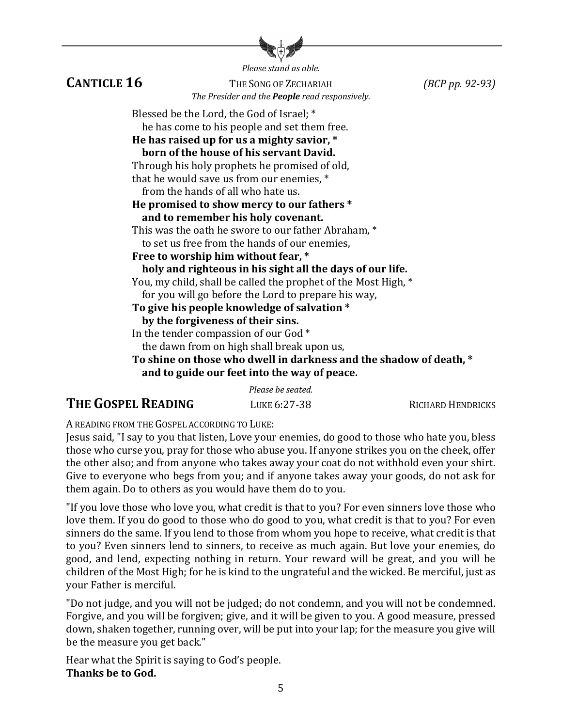*Please stand as able.*

## CANTICLE 16

THE SONG OF ZECHARIAH *(BCP pp. 92-93)*

*The Presider and the **People** read responsively.*

Blessed be the Lord, the God of Israel; *
  he has come to his people and set them free.
**He has raised up for us a mighty savior, ***
  **born of the house of his servant David.**
Through his holy prophets he promised of old,
that he would save us from our enemies, *
  from the hands of all who hate us.
**He promised to show mercy to our fathers ***
  **and to remember his holy covenant.**
This was the oath he swore to our father Abraham, *
  to set us free from the hands of our enemies,
**Free to worship him without fear, ***
  **holy and righteous in his sight all the days of our life.**
You, my child, shall be called the prophet of the Most High, *
  for you will go before the Lord to prepare his way,
**To give his people knowledge of salvation ***
  **by the forgiveness of their sins.**
In the tender compassion of our God *
  the dawn from on high shall break upon us,
**To shine on those who dwell in darkness and the shadow of death, ***
  **and to guide our feet into the way of peace.**

*Please be seated.*

## THE GOSPEL READING

LUKE 6:27-38 RICHARD HENDRICKS

A READING FROM THE GOSPEL ACCORDING TO LUKE:
Jesus said, "I say to you that listen, Love your enemies, do good to those who hate you, bless those who curse you, pray for those who abuse you. If anyone strikes you on the cheek, offer the other also; and from anyone who takes away your coat do not withhold even your shirt. Give to everyone who begs from you; and if anyone takes away your goods, do not ask for them again. Do to others as you would have them do to you.

"If you love those who love you, what credit is that to you? For even sinners love those who love them. If you do good to those who do good to you, what credit is that to you? For even sinners do the same. If you lend to those from whom you hope to receive, what credit is that to you? Even sinners lend to sinners, to receive as much again. But love your enemies, do good, and lend, expecting nothing in return. Your reward will be great, and you will be children of the Most High; for he is kind to the ungrateful and the wicked. Be merciful, just as your Father is merciful.

"Do not judge, and you will not be judged; do not condemn, and you will not be condemned. Forgive, and you will be forgiven; give, and it will be given to you. A good measure, pressed down, shaken together, running over, will be put into your lap; for the measure you give will be the measure you get back."

Hear what the Spirit is saying to God's people.
**Thanks be to God.**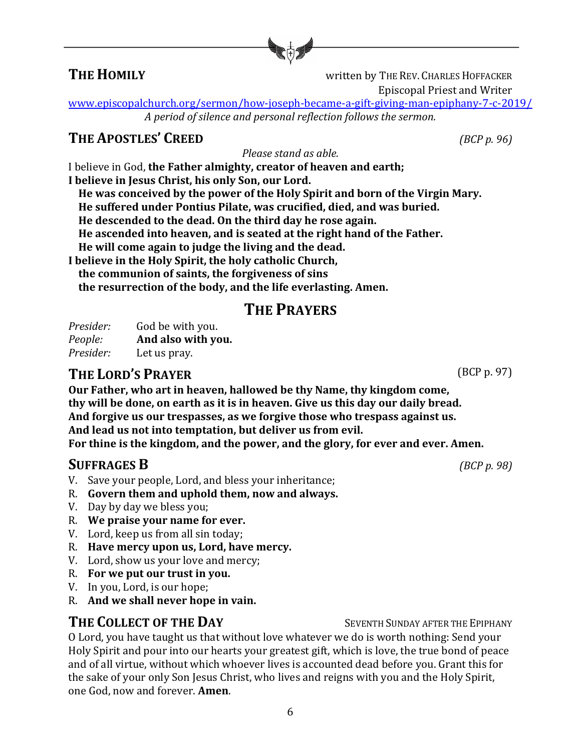## THE HOMILY

written by THE REV. CHARLES HOFFACKER
Episcopal Priest and Writer

www.episcopalchurch.org/sermon/how-joseph-became-a-gift-giving-man-epiphany-7-c-2019/

*A period of silence and personal reflection follows the sermon.*

## THE APOSTLES' CREED *(BCP p. 96)*

*Please stand as able.*

I believe in God, **the Father almighty, creator of heaven and earth;**
**I believe in Jesus Christ, his only Son, our Lord.**
**He was conceived by the power of the Holy Spirit and born of the Virgin Mary.**
**He suffered under Pontius Pilate, was crucified, died, and was buried.**
**He descended to the dead. On the third day he rose again.**
**He ascended into heaven, and is seated at the right hand of the Father.**
**He will come again to judge the living and the dead.**
**I believe in the Holy Spirit, the holy catholic Church,**
**the communion of saints, the forgiveness of sins**
**the resurrection of the body, and the life everlasting. Amen.**

# THE PRAYERS

*Presider:* God be with you.
*People:* **And also with you.**
*Presider:* Let us pray.

## THE LORD'S PRAYER (BCP p. 97)

**Our Father, who art in heaven, hallowed be thy Name, thy kingdom come,**
**thy will be done, on earth as it is in heaven. Give us this day our daily bread.**
**And forgive us our trespasses, as we forgive those who trespass against us.**
**And lead us not into temptation, but deliver us from evil.**
**For thine is the kingdom, and the power, and the glory, for ever and ever. Amen.**

## SUFFRAGES B *(BCP p. 98)*

V. Save your people, Lord, and bless your inheritance;
R. **Govern them and uphold them, now and always.**
V. Day by day we bless you;
R. **We praise your name for ever.**
V. Lord, keep us from all sin today;
R. **Have mercy upon us, Lord, have mercy.**
V. Lord, show us your love and mercy;
R. **For we put our trust in you.**
V. In you, Lord, is our hope;
R. **And we shall never hope in vain.**

## THE COLLECT OF THE DAY

SEVENTH SUNDAY AFTER THE EPIPHANY

O Lord, you have taught us that without love whatever we do is worth nothing: Send your Holy Spirit and pour into our hearts your greatest gift, which is love, the true bond of peace and of all virtue, without which whoever lives is accounted dead before you. Grant this for the sake of your only Son Jesus Christ, who lives and reigns with you and the Holy Spirit, one God, now and forever. **Amen**.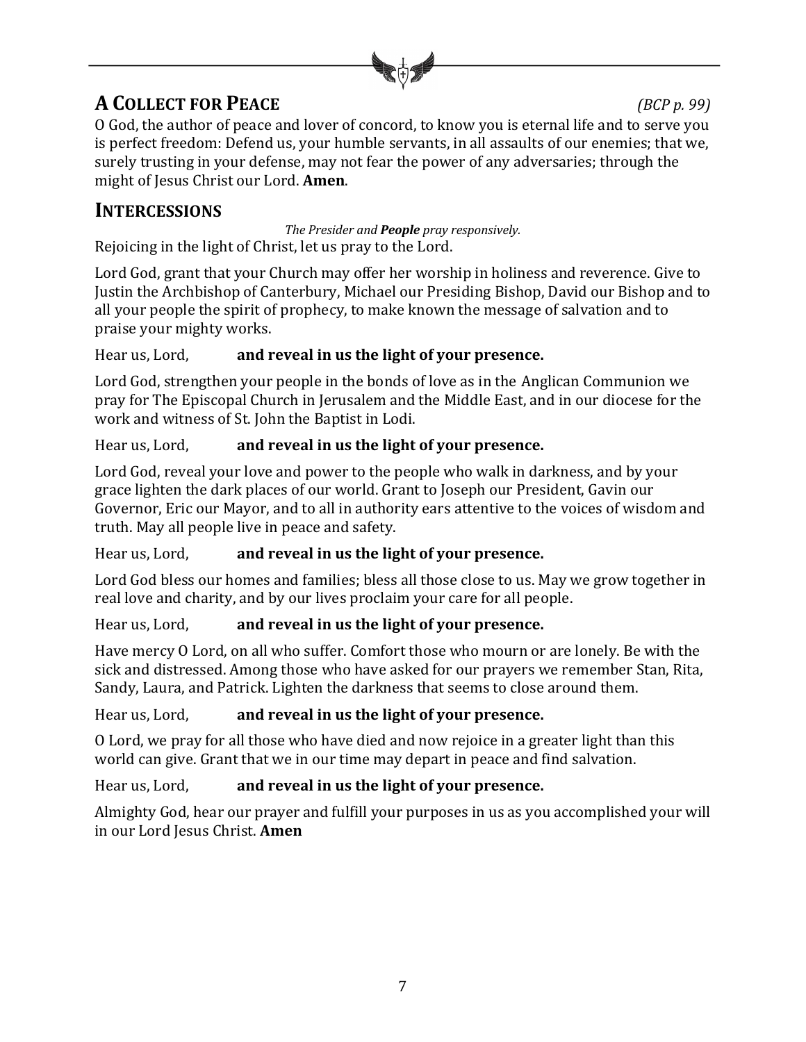## A Collect for Peace *(BCP p. 99)*

O God, the author of peace and lover of concord, to know you is eternal life and to serve you is perfect freedom: Defend us, your humble servants, in all assaults of our enemies; that we, surely trusting in your defense, may not fear the power of any adversaries; through the might of Jesus Christ our Lord. **Amen**.

## Intercessions

*The Presider and **People** pray responsively.*

Rejoicing in the light of Christ, let us pray to the Lord.

Lord God, grant that your Church may offer her worship in holiness and reverence. Give to Justin the Archbishop of Canterbury, Michael our Presiding Bishop, David our Bishop and to all your people the spirit of prophecy, to make known the message of salvation and to praise your mighty works.

Hear us, Lord, **and reveal in us the light of your presence.**

Lord God, strengthen your people in the bonds of love as in the Anglican Communion we pray for The Episcopal Church in Jerusalem and the Middle East, and in our diocese for the work and witness of St. John the Baptist in Lodi.

Hear us, Lord, **and reveal in us the light of your presence.**

Lord God, reveal your love and power to the people who walk in darkness, and by your grace lighten the dark places of our world. Grant to Joseph our President, Gavin our Governor, Eric our Mayor, and to all in authority ears attentive to the voices of wisdom and truth. May all people live in peace and safety.

Hear us, Lord, **and reveal in us the light of your presence.**

Lord God bless our homes and families; bless all those close to us. May we grow together in real love and charity, and by our lives proclaim your care for all people.

Hear us, Lord, **and reveal in us the light of your presence.**

Have mercy O Lord, on all who suffer. Comfort those who mourn or are lonely. Be with the sick and distressed. Among those who have asked for our prayers we remember Stan, Rita, Sandy, Laura, and Patrick. Lighten the darkness that seems to close around them.

Hear us, Lord, **and reveal in us the light of your presence.**

O Lord, we pray for all those who have died and now rejoice in a greater light than this world can give. Grant that we in our time may depart in peace and find salvation.

Hear us, Lord, **and reveal in us the light of your presence.**

Almighty God, hear our prayer and fulfill your purposes in us as you accomplished your will in our Lord Jesus Christ. **Amen**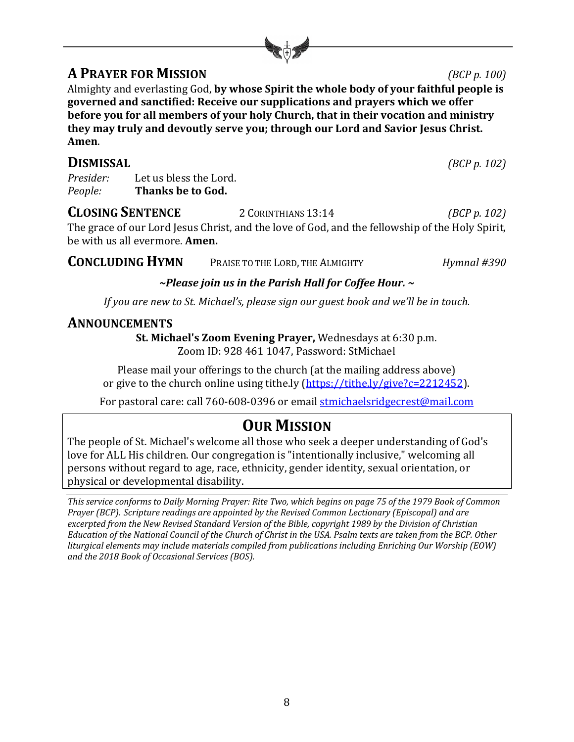## A Prayer for Mission *(BCP p. 100)*

Almighty and everlasting God, **by whose Spirit the whole body of your faithful people is governed and sanctified: Receive our supplications and prayers which we offer before you for all members of your holy Church, that in their vocation and ministry they may truly and devoutly serve you; through our Lord and Savior Jesus Christ. Amen**.

## Dismissal *(BCP p. 102)*

*Presider:* Let us bless the Lord.
*People:* **Thanks be to God.**

## Closing Sentence — 2 Corinthians 13:14 *(BCP p. 102)*

The grace of our Lord Jesus Christ, and the love of God, and the fellowship of the Holy Spirit, be with us all evermore. **Amen.**

## Concluding Hymn — Praise to the Lord, the Almighty *Hymnal #390*

***~Please join us in the Parish Hall for Coffee Hour. ~***

*If you are new to St. Michael's, please sign our guest book and we'll be in touch.*

## Announcements

**St. Michael's Zoom Evening Prayer,** Wednesdays at 6:30 p.m.
Zoom ID: 928 461 1047, Password: StMichael

Please mail your offerings to the church (at the mailing address above) or give to the church online using tithe.ly (https://tithe.ly/give?c=2212452).

For pastoral care: call 760-608-0396 or email stmichaelsridgecrest@mail.com

## Our Mission

The people of St. Michael's welcome all those who seek a deeper understanding of God's love for ALL His children. Our congregation is "intentionally inclusive," welcoming all persons without regard to age, race, ethnicity, gender identity, sexual orientation, or physical or developmental disability.

---

*This service conforms to Daily Morning Prayer: Rite Two, which begins on page 75 of the 1979 Book of Common Prayer (BCP). Scripture readings are appointed by the Revised Common Lectionary (Episcopal) and are excerpted from the New Revised Standard Version of the Bible, copyright 1989 by the Division of Christian Education of the National Council of the Church of Christ in the USA. Psalm texts are taken from the BCP. Other liturgical elements may include materials compiled from publications including Enriching Our Worship (EOW) and the 2018 Book of Occasional Services (BOS).*